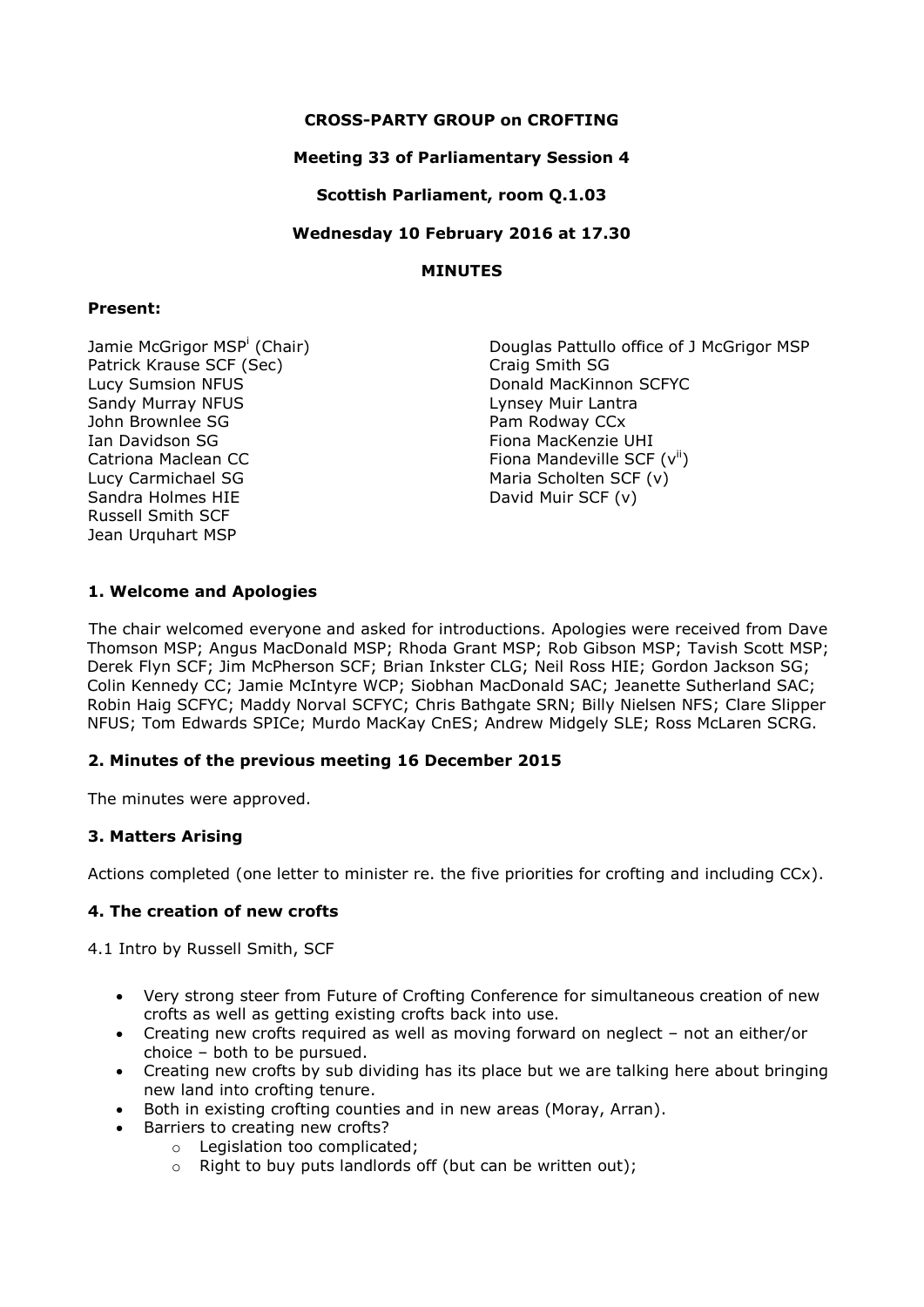**CROSS-PARTY GROUP on CROFTING**

**Meeting 33 of Parliamentary Session 4**

**Scottish Parliament, room Q.1.03**

**Wednesday 10 February 2016 at 17.30**

**MINUTES**

**Present:**

Jamie McGrigor MSP[i] (Chair)
Patrick Krause SCF (Sec)
Lucy Sumsion NFUS
Sandy Murray NFUS
John Brownlee SG
Ian Davidson SG
Catriona Maclean CC
Lucy Carmichael SG
Sandra Holmes HIE
Russell Smith SCF
Jean Urquhart MSP
Douglas Pattullo office of J McGrigor MSP
Craig Smith SG
Donald MacKinnon SCFYC
Lynsey Muir Lantra
Pam Rodway CCx
Fiona MacKenzie UHI
Fiona Mandeville SCF (v[ii])
Maria Scholten SCF (v)
David Muir SCF (v)

## 1. Welcome and Apologies

The chair welcomed everyone and asked for introductions. Apologies were received from Dave Thomson MSP; Angus MacDonald MSP; Rhoda Grant MSP; Rob Gibson MSP; Tavish Scott MSP; Derek Flyn SCF; Jim McPherson SCF; Brian Inkster CLG; Neil Ross HIE; Gordon Jackson SG; Colin Kennedy CC; Jamie McIntyre WCP; Siobhan MacDonald SAC; Jeanette Sutherland SAC; Robin Haig SCFYC; Maddy Norval SCFYC; Chris Bathgate SRN; Billy Nielsen NFS; Clare Slipper NFUS; Tom Edwards SPICe; Murdo MacKay CnES; Andrew Midgely SLE; Ross McLaren SCRG.

## 2. Minutes of the previous meeting 16 December 2015

The minutes were approved.

## 3. Matters Arising

Actions completed (one letter to minister re. the five priorities for crofting and including CCx).

## 4. The creation of new crofts

4.1 Intro by Russell Smith, SCF

- Very strong steer from Future of Crofting Conference for simultaneous creation of new crofts as well as getting existing crofts back into use.
- Creating new crofts required as well as moving forward on neglect – not an either/or choice – both to be pursued.
- Creating new crofts by sub dividing has its place but we are talking here about bringing new land into crofting tenure.
- Both in existing crofting counties and in new areas (Moray, Arran).
- Barriers to creating new crofts?
  - Legislation too complicated;
  - Right to buy puts landlords off (but can be written out);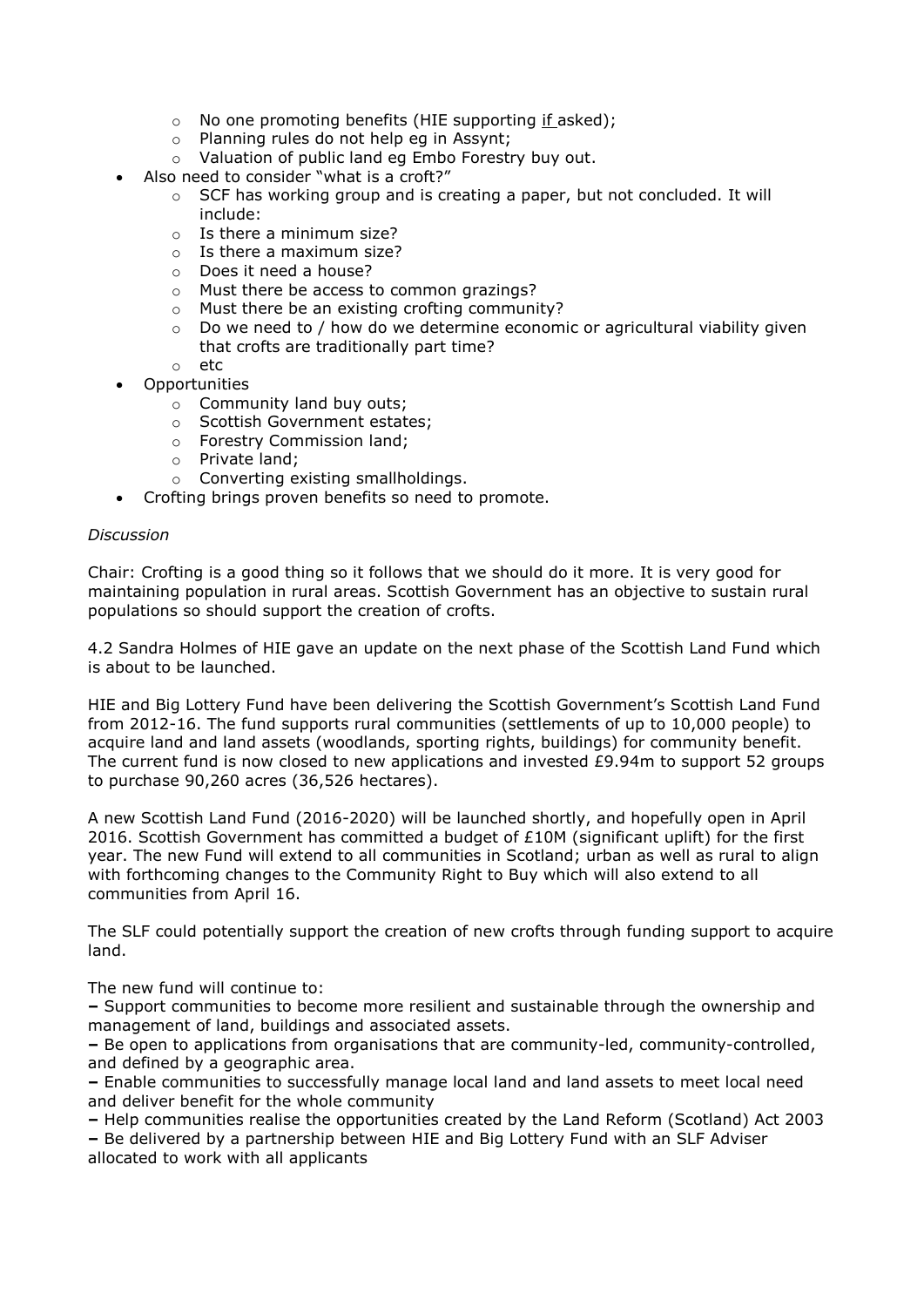- No one promoting benefits (HIE supporting if asked);
    - Planning rules do not help eg in Assynt;
    - Valuation of public land eg Embo Forestry buy out.
- Also need to consider "what is a croft?"
    - SCF has working group and is creating a paper, but not concluded. It will include:
    - Is there a minimum size?
    - Is there a maximum size?
    - Does it need a house?
    - Must there be access to common grazings?
    - Must there be an existing crofting community?
    - Do we need to / how do we determine economic or agricultural viability given that crofts are traditionally part time?
    - etc
- Opportunities
    - Community land buy outs;
    - Scottish Government estates;
    - Forestry Commission land;
    - Private land;
    - Converting existing smallholdings.
- Crofting brings proven benefits so need to promote.

*Discussion*

Chair: Crofting is a good thing so it follows that we should do it more. It is very good for maintaining population in rural areas. Scottish Government has an objective to sustain rural populations so should support the creation of crofts.

4.2 Sandra Holmes of HIE gave an update on the next phase of the Scottish Land Fund which is about to be launched.

HIE and Big Lottery Fund have been delivering the Scottish Government's Scottish Land Fund from 2012-16. The fund supports rural communities (settlements of up to 10,000 people) to acquire land and land assets (woodlands, sporting rights, buildings) for community benefit. The current fund is now closed to new applications and invested £9.94m to support 52 groups to purchase 90,260 acres (36,526 hectares).

A new Scottish Land Fund (2016-2020) will be launched shortly, and hopefully open in April 2016. Scottish Government has committed a budget of £10M (significant uplift) for the first year. The new Fund will extend to all communities in Scotland; urban as well as rural to align with forthcoming changes to the Community Right to Buy which will also extend to all communities from April 16.

The SLF could potentially support the creation of new crofts through funding support to acquire land.

The new fund will continue to:

– Support communities to become more resilient and sustainable through the ownership and management of land, buildings and associated assets.
– Be open to applications from organisations that are community-led, community-controlled, and defined by a geographic area.
– Enable communities to successfully manage local land and land assets to meet local need and deliver benefit for the whole community
– Help communities realise the opportunities created by the Land Reform (Scotland) Act 2003
– Be delivered by a partnership between HIE and Big Lottery Fund with an SLF Adviser allocated to work with all applicants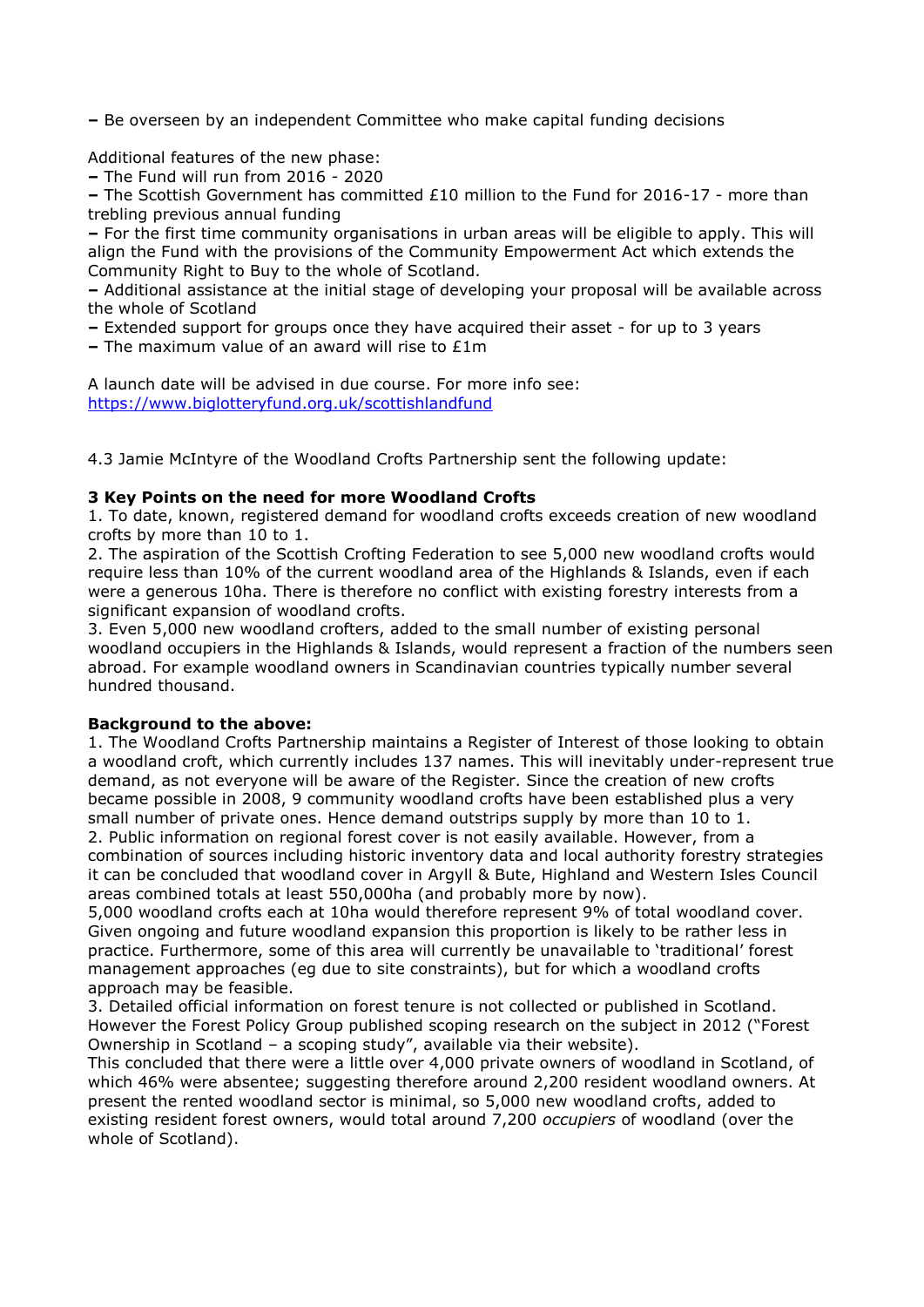– Be overseen by an independent Committee who make capital funding decisions

Additional features of the new phase:

– The Fund will run from 2016 - 2020

– The Scottish Government has committed £10 million to the Fund for 2016-17 - more than trebling previous annual funding

– For the first time community organisations in urban areas will be eligible to apply. This will align the Fund with the provisions of the Community Empowerment Act which extends the Community Right to Buy to the whole of Scotland.

– Additional assistance at the initial stage of developing your proposal will be available across the whole of Scotland

– Extended support for groups once they have acquired their asset - for up to 3 years

– The maximum value of an award will rise to £1m

A launch date will be advised in due course. For more info see: [https://www.biglotteryfund.org.uk/scottishlandfund](https://www.biglotteryfund.org.uk/scottishlandfund)

4.3 Jamie McIntyre of the Woodland Crofts Partnership sent the following update:

**3 Key Points on the need for more Woodland Crofts**

1. To date, known, registered demand for woodland crofts exceeds creation of new woodland crofts by more than 10 to 1.
2. The aspiration of the Scottish Crofting Federation to see 5,000 new woodland crofts would require less than 10% of the current woodland area of the Highlands & Islands, even if each were a generous 10ha. There is therefore no conflict with existing forestry interests from a significant expansion of woodland crofts.
3. Even 5,000 new woodland crofters, added to the small number of existing personal woodland occupiers in the Highlands & Islands, would represent a fraction of the numbers seen abroad. For example woodland owners in Scandinavian countries typically number several hundred thousand.

**Background to the above:**

1. The Woodland Crofts Partnership maintains a Register of Interest of those looking to obtain a woodland croft, which currently includes 137 names. This will inevitably under-represent true demand, as not everyone will be aware of the Register. Since the creation of new crofts became possible in 2008, 9 community woodland crofts have been established plus a very small number of private ones. Hence demand outstrips supply by more than 10 to 1.
2. Public information on regional forest cover is not easily available. However, from a combination of sources including historic inventory data and local authority forestry strategies it can be concluded that woodland cover in Argyll & Bute, Highland and Western Isles Council areas combined totals at least 550,000ha (and probably more by now).
   5,000 woodland crofts each at 10ha would therefore represent 9% of total woodland cover. Given ongoing and future woodland expansion this proportion is likely to be rather less in practice. Furthermore, some of this area will currently be unavailable to 'traditional' forest management approaches (eg due to site constraints), but for which a woodland crofts approach may be feasible.
3. Detailed official information on forest tenure is not collected or published in Scotland. However the Forest Policy Group published scoping research on the subject in 2012 ("Forest Ownership in Scotland – a scoping study", available via their website).
   This concluded that there were a little over 4,000 private owners of woodland in Scotland, of which 46% were absentee; suggesting therefore around 2,200 resident woodland owners. At present the rented woodland sector is minimal, so 5,000 new woodland crofts, added to existing resident forest owners, would total around 7,200 *occupiers* of woodland (over the whole of Scotland).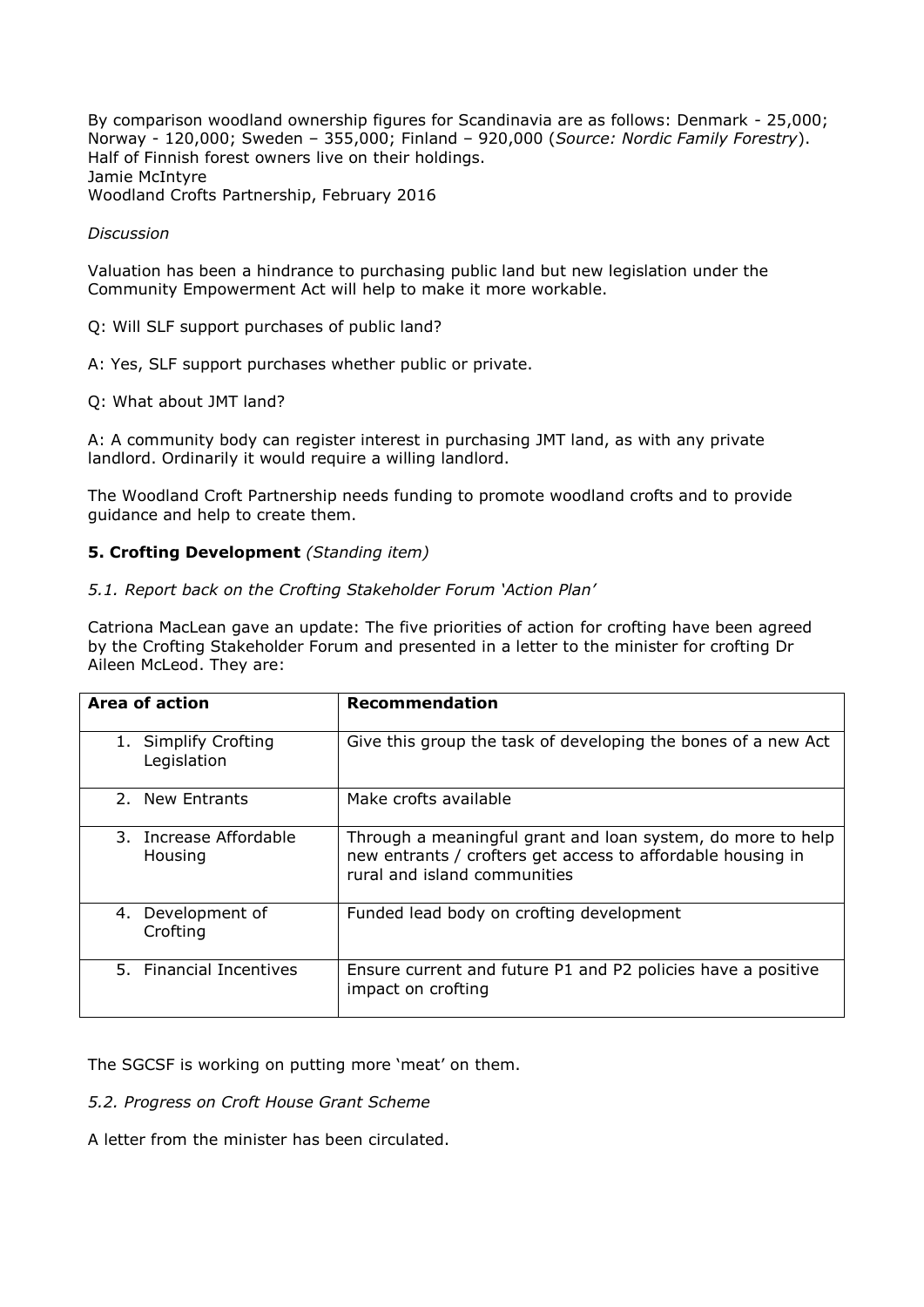By comparison woodland ownership figures for Scandinavia are as follows: Denmark - 25,000; Norway - 120,000; Sweden – 355,000; Finland – 920,000 (*Source: Nordic Family Forestry*). Half of Finnish forest owners live on their holdings.
Jamie McIntyre
Woodland Crofts Partnership, February 2016

*Discussion*

Valuation has been a hindrance to purchasing public land but new legislation under the Community Empowerment Act will help to make it more workable.

Q: Will SLF support purchases of public land?

A: Yes, SLF support purchases whether public or private.

Q: What about JMT land?

A: A community body can register interest in purchasing JMT land, as with any private landlord. Ordinarily it would require a willing landlord.

The Woodland Croft Partnership needs funding to promote woodland crofts and to provide guidance and help to create them.

**5. Crofting Development** *(Standing item)*

*5.1. Report back on the Crofting Stakeholder Forum 'Action Plan'*

Catriona MacLean gave an update: The five priorities of action for crofting have been agreed by the Crofting Stakeholder Forum and presented in a letter to the minister for crofting Dr Aileen McLeod. They are:

| Area of action | Recommendation |
|---|---|
| 1. Simplify Crofting Legislation | Give this group the task of developing the bones of a new Act |
| 2. New Entrants | Make crofts available |
| 3. Increase Affordable Housing | Through a meaningful grant and loan system, do more to help new entrants / crofters get access to affordable housing in rural and island communities |
| 4. Development of Crofting | Funded lead body on crofting development |
| 5. Financial Incentives | Ensure current and future P1 and P2 policies have a positive impact on crofting |

The SGCSF is working on putting more 'meat' on them.

*5.2. Progress on Croft House Grant Scheme*

A letter from the minister has been circulated.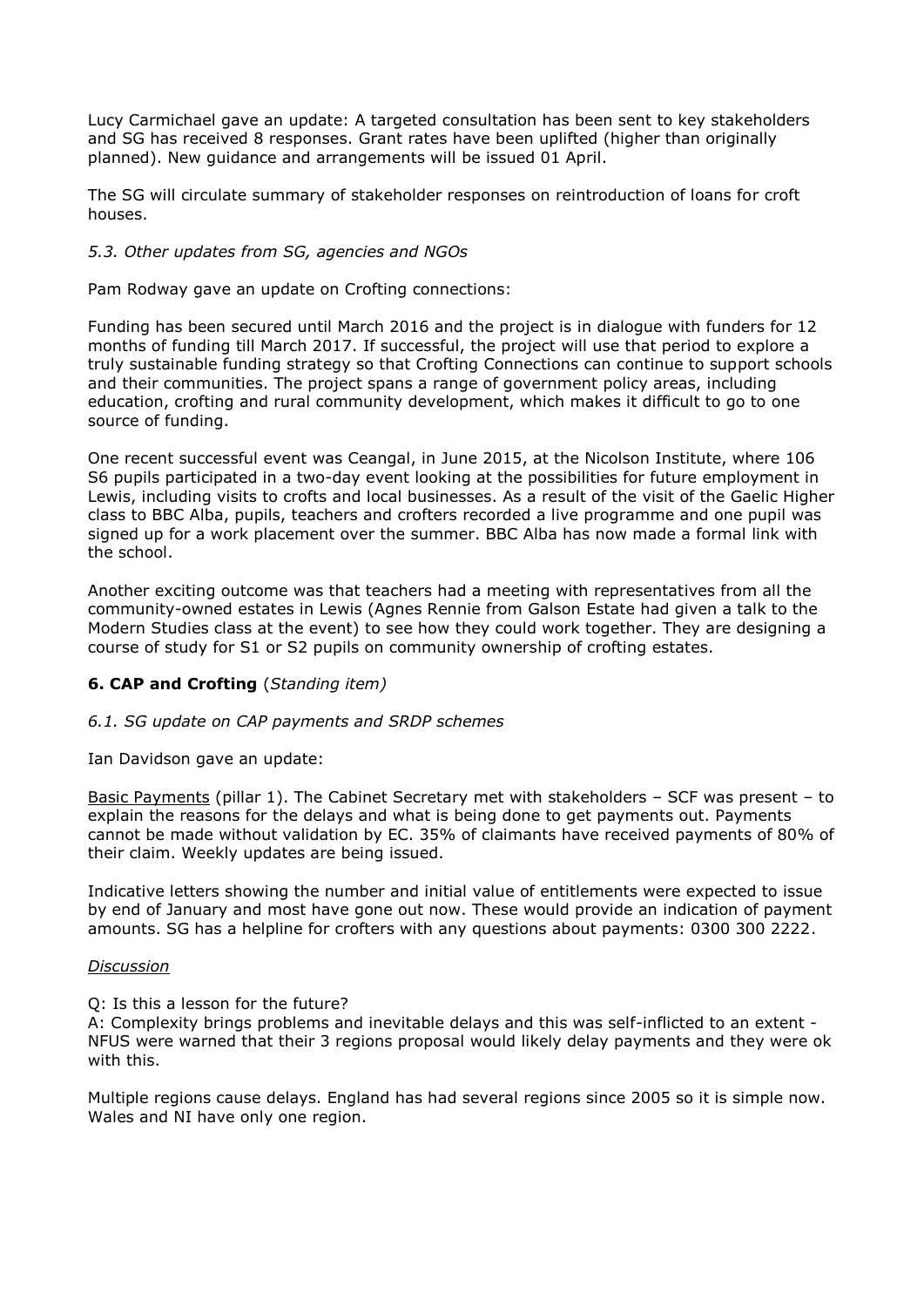Lucy Carmichael gave an update: A targeted consultation has been sent to key stakeholders and SG has received 8 responses. Grant rates have been uplifted (higher than originally planned). New guidance and arrangements will be issued 01 April.

The SG will circulate summary of stakeholder responses on reintroduction of loans for croft houses.

*5.3. Other updates from SG, agencies and NGOs*

Pam Rodway gave an update on Crofting connections:

Funding has been secured until March 2016 and the project is in dialogue with funders for 12 months of funding till March 2017. If successful, the project will use that period to explore a truly sustainable funding strategy so that Crofting Connections can continue to support schools and their communities. The project spans a range of government policy areas, including education, crofting and rural community development, which makes it difficult to go to one source of funding.

One recent successful event was Ceangal, in June 2015, at the Nicolson Institute, where 106 S6 pupils participated in a two-day event looking at the possibilities for future employment in Lewis, including visits to crofts and local businesses. As a result of the visit of the Gaelic Higher class to BBC Alba, pupils, teachers and crofters recorded a live programme and one pupil was signed up for a work placement over the summer. BBC Alba has now made a formal link with the school.

Another exciting outcome was that teachers had a meeting with representatives from all the community-owned estates in Lewis (Agnes Rennie from Galson Estate had given a talk to the Modern Studies class at the event) to see how they could work together. They are designing a course of study for S1 or S2 pupils on community ownership of crofting estates.

**6. CAP and Crofting** (*Standing item)*

*6.1. SG update on CAP payments and SRDP schemes*

Ian Davidson gave an update:

Basic Payments (pillar 1). The Cabinet Secretary met with stakeholders – SCF was present – to explain the reasons for the delays and what is being done to get payments out. Payments cannot be made without validation by EC. 35% of claimants have received payments of 80% of their claim. Weekly updates are being issued.

Indicative letters showing the number and initial value of entitlements were expected to issue by end of January and most have gone out now. These would provide an indication of payment amounts. SG has a helpline for crofters with any questions about payments: 0300 300 2222.

*Discussion*

Q: Is this a lesson for the future?
A: Complexity brings problems and inevitable delays and this was self-inflicted to an extent - NFUS were warned that their 3 regions proposal would likely delay payments and they were ok with this.

Multiple regions cause delays. England has had several regions since 2005 so it is simple now. Wales and NI have only one region.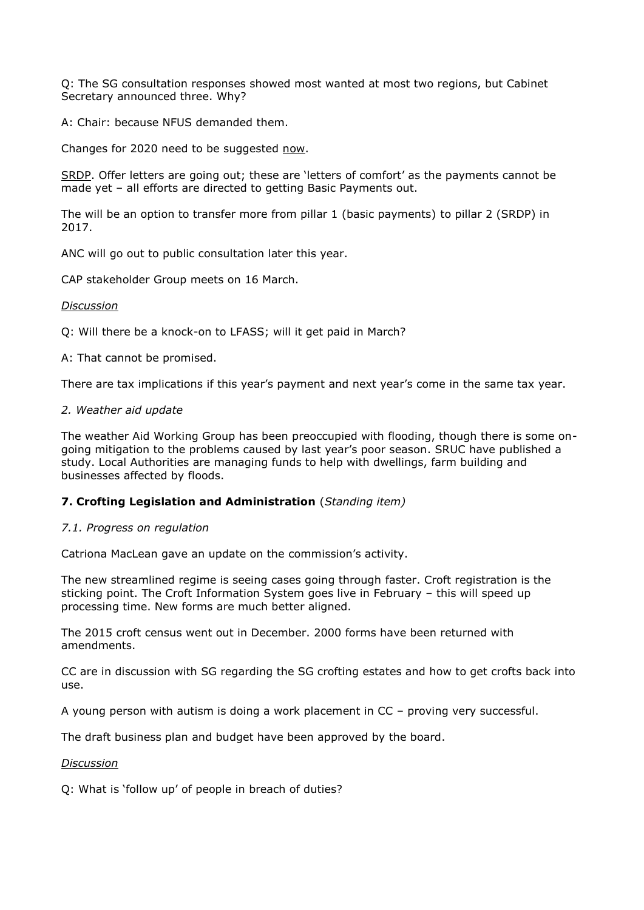Q: The SG consultation responses showed most wanted at most two regions, but Cabinet Secretary announced three. Why?

A: Chair: because NFUS demanded them.

Changes for 2020 need to be suggested <u>now</u>.

<u>SRDP</u>. Offer letters are going out; these are 'letters of comfort' as the payments cannot be made yet – all efforts are directed to getting Basic Payments out.

The will be an option to transfer more from pillar 1 (basic payments) to pillar 2 (SRDP) in 2017.

ANC will go out to public consultation later this year.

CAP stakeholder Group meets on 16 March.

<u>*Discussion*</u>

Q: Will there be a knock-on to LFASS; will it get paid in March?

A: That cannot be promised.

There are tax implications if this year's payment and next year's come in the same tax year.

*2. Weather aid update*

The weather Aid Working Group has been preoccupied with flooding, though there is some on-going mitigation to the problems caused by last year's poor season. SRUC have published a study. Local Authorities are managing funds to help with dwellings, farm building and businesses affected by floods.

**7. Crofting Legislation and Administration** (*Standing item)*

*7.1. Progress on regulation*

Catriona MacLean gave an update on the commission's activity.

The new streamlined regime is seeing cases going through faster. Croft registration is the sticking point. The Croft Information System goes live in February – this will speed up processing time. New forms are much better aligned.

The 2015 croft census went out in December. 2000 forms have been returned with amendments.

CC are in discussion with SG regarding the SG crofting estates and how to get crofts back into use.

A young person with autism is doing a work placement in CC – proving very successful.

The draft business plan and budget have been approved by the board.

<u>*Discussion*</u>

Q: What is 'follow up' of people in breach of duties?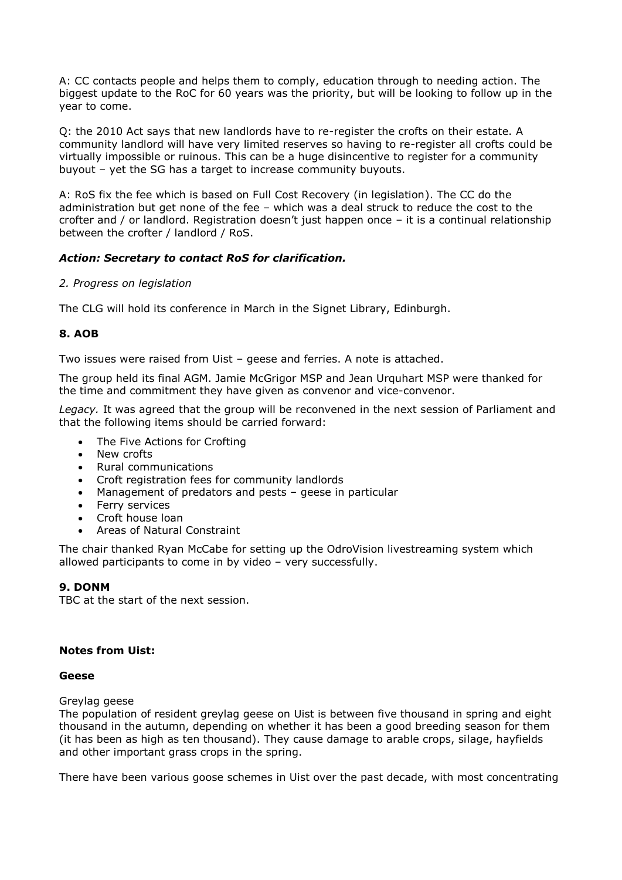A: CC contacts people and helps them to comply, education through to needing action. The biggest update to the RoC for 60 years was the priority, but will be looking to follow up in the year to come.

Q: the 2010 Act says that new landlords have to re-register the crofts on their estate. A community landlord will have very limited reserves so having to re-register all crofts could be virtually impossible or ruinous. This can be a huge disincentive to register for a community buyout – yet the SG has a target to increase community buyouts.

A: RoS fix the fee which is based on Full Cost Recovery (in legislation). The CC do the administration but get none of the fee – which was a deal struck to reduce the cost to the crofter and / or landlord. Registration doesn't just happen once – it is a continual relationship between the crofter / landlord / RoS.

***Action: Secretary to contact RoS for clarification.***

*2. Progress on legislation*

The CLG will hold its conference in March in the Signet Library, Edinburgh.

## 8. AOB

Two issues were raised from Uist – geese and ferries. A note is attached.

The group held its final AGM. Jamie McGrigor MSP and Jean Urquhart MSP were thanked for the time and commitment they have given as convenor and vice-convenor.

*Legacy.* It was agreed that the group will be reconvened in the next session of Parliament and that the following items should be carried forward:

- The Five Actions for Crofting
- New crofts
- Rural communications
- Croft registration fees for community landlords
- Management of predators and pests – geese in particular
- Ferry services
- Croft house loan
- Areas of Natural Constraint

The chair thanked Ryan McCabe for setting up the OdroVision livestreaming system which allowed participants to come in by video – very successfully.

## 9. DONM

TBC at the start of the next session.

**Notes from Uist:**

**Geese**

Greylag geese

The population of resident greylag geese on Uist is between five thousand in spring and eight thousand in the autumn, depending on whether it has been a good breeding season for them (it has been as high as ten thousand). They cause damage to arable crops, silage, hayfields and other important grass crops in the spring.

There have been various goose schemes in Uist over the past decade, with most concentrating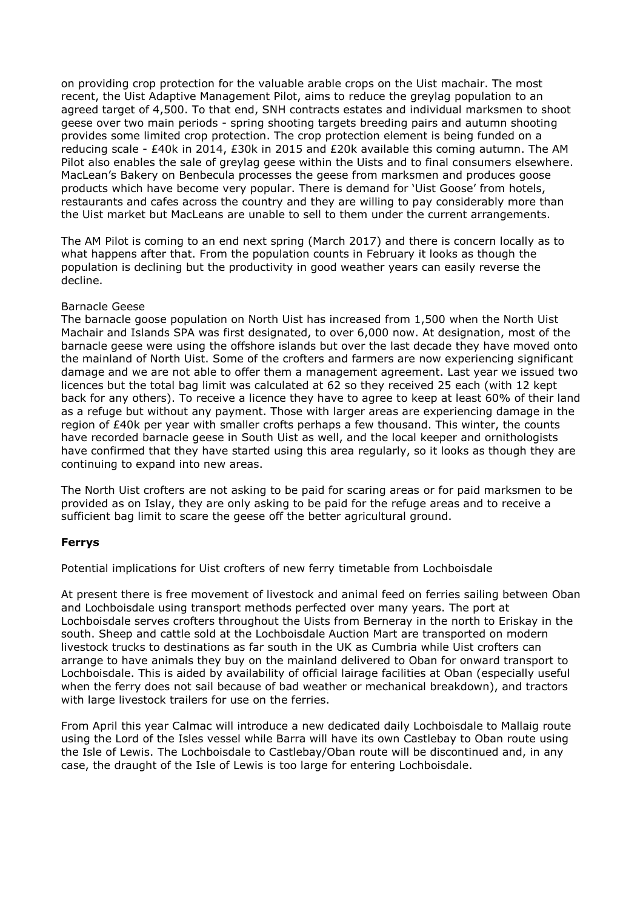on providing crop protection for the valuable arable crops on the Uist machair. The most recent, the Uist Adaptive Management Pilot, aims to reduce the greylag population to an agreed target of 4,500. To that end, SNH contracts estates and individual marksmen to shoot geese over two main periods - spring shooting targets breeding pairs and autumn shooting provides some limited crop protection. The crop protection element is being funded on a reducing scale - £40k in 2014, £30k in 2015 and £20k available this coming autumn. The AM Pilot also enables the sale of greylag geese within the Uists and to final consumers elsewhere. MacLean's Bakery on Benbecula processes the geese from marksmen and produces goose products which have become very popular. There is demand for 'Uist Goose' from hotels, restaurants and cafes across the country and they are willing to pay considerably more than the Uist market but MacLeans are unable to sell to them under the current arrangements.

The AM Pilot is coming to an end next spring (March 2017) and there is concern locally as to what happens after that. From the population counts in February it looks as though the population is declining but the productivity in good weather years can easily reverse the decline.

Barnacle Geese

The barnacle goose population on North Uist has increased from 1,500 when the North Uist Machair and Islands SPA was first designated, to over 6,000 now. At designation, most of the barnacle geese were using the offshore islands but over the last decade they have moved onto the mainland of North Uist. Some of the crofters and farmers are now experiencing significant damage and we are not able to offer them a management agreement. Last year we issued two licences but the total bag limit was calculated at 62 so they received 25 each (with 12 kept back for any others). To receive a licence they have to agree to keep at least 60% of their land as a refuge but without any payment. Those with larger areas are experiencing damage in the region of £40k per year with smaller crofts perhaps a few thousand. This winter, the counts have recorded barnacle geese in South Uist as well, and the local keeper and ornithologists have confirmed that they have started using this area regularly, so it looks as though they are continuing to expand into new areas.

The North Uist crofters are not asking to be paid for scaring areas or for paid marksmen to be provided as on Islay, they are only asking to be paid for the refuge areas and to receive a sufficient bag limit to scare the geese off the better agricultural ground.

**Ferrys**

Potential implications for Uist crofters of new ferry timetable from Lochboisdale

At present there is free movement of livestock and animal feed on ferries sailing between Oban and Lochboisdale using transport methods perfected over many years. The port at Lochboisdale serves crofters throughout the Uists from Berneray in the north to Eriskay in the south. Sheep and cattle sold at the Lochboisdale Auction Mart are transported on modern livestock trucks to destinations as far south in the UK as Cumbria while Uist crofters can arrange to have animals they buy on the mainland delivered to Oban for onward transport to Lochboisdale. This is aided by availability of official lairage facilities at Oban (especially useful when the ferry does not sail because of bad weather or mechanical breakdown), and tractors with large livestock trailers for use on the ferries.

From April this year Calmac will introduce a new dedicated daily Lochboisdale to Mallaig route using the Lord of the Isles vessel while Barra will have its own Castlebay to Oban route using the Isle of Lewis. The Lochboisdale to Castlebay/Oban route will be discontinued and, in any case, the draught of the Isle of Lewis is too large for entering Lochboisdale.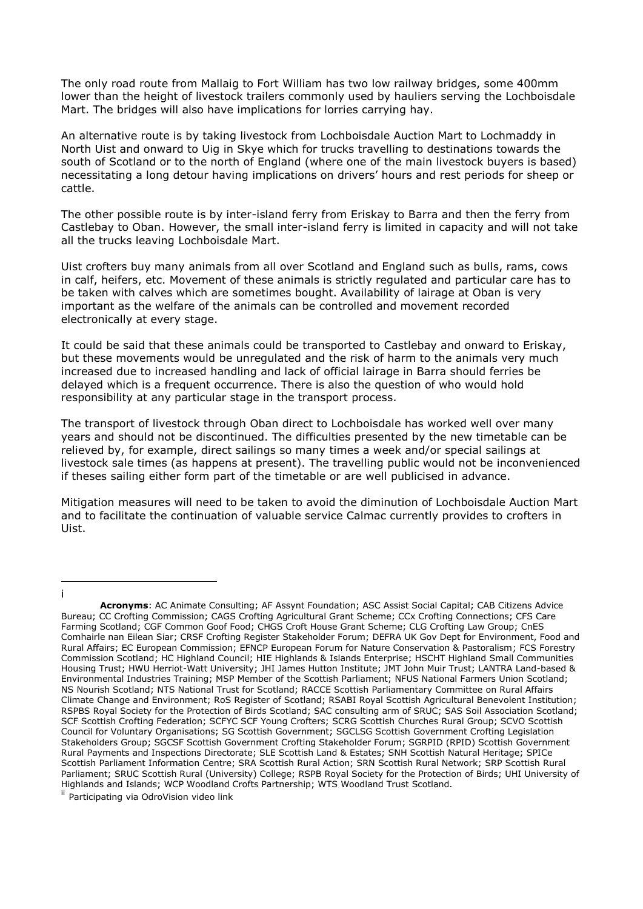The only road route from Mallaig to Fort William has two low railway bridges, some 400mm lower than the height of livestock trailers commonly used by hauliers serving the Lochboisdale Mart. The bridges will also have implications for lorries carrying hay.

An alternative route is by taking livestock from Lochboisdale Auction Mart to Lochmaddy in North Uist and onward to Uig in Skye which for trucks travelling to destinations towards the south of Scotland or to the north of England (where one of the main livestock buyers is based) necessitating a long detour having implications on drivers' hours and rest periods for sheep or cattle.

The other possible route is by inter-island ferry from Eriskay to Barra and then the ferry from Castlebay to Oban. However, the small inter-island ferry is limited in capacity and will not take all the trucks leaving Lochboisdale Mart.

Uist crofters buy many animals from all over Scotland and England such as bulls, rams, cows in calf, heifers, etc. Movement of these animals is strictly regulated and particular care has to be taken with calves which are sometimes bought. Availability of lairage at Oban is very important as the welfare of the animals can be controlled and movement recorded electronically at every stage.

It could be said that these animals could be transported to Castlebay and onward to Eriskay, but these movements would be unregulated and the risk of harm to the animals very much increased due to increased handling and lack of official lairage in Barra should ferries be delayed which is a frequent occurrence. There is also the question of who would hold responsibility at any particular stage in the transport process.

The transport of livestock through Oban direct to Lochboisdale has worked well over many years and should not be discontinued. The difficulties presented by the new timetable can be relieved by, for example, direct sailings so many times a week and/or special sailings at livestock sale times (as happens at present). The travelling public would not be inconvenienced if theses sailing either form part of the timetable or are well publicised in advance.

Mitigation measures will need to be taken to avoid the diminution of Lochboisdale Auction Mart and to facilitate the continuation of valuable service Calmac currently provides to crofters in Uist.

---

i

**Acronyms**: AC Animate Consulting; AF Assynt Foundation; ASC Assist Social Capital; CAB Citizens Advice Bureau; CC Crofting Commission; CAGS Crofting Agricultural Grant Scheme; CCx Crofting Connections; CFS Care Farming Scotland; CGF Common Goof Food; CHGS Croft House Grant Scheme; CLG Crofting Law Group; CnES Comhairle nan Eilean Siar; CRSF Crofting Register Stakeholder Forum; DEFRA UK Gov Dept for Environment, Food and Rural Affairs; EC European Commission; EFNCP European Forum for Nature Conservation & Pastoralism; FCS Forestry Commission Scotland; HC Highland Council; HIE Highlands & Islands Enterprise; HSCHT Highland Small Communities Housing Trust; HWU Herriot-Watt University; JHI James Hutton Institute; JMT John Muir Trust; LANTRA Land-based & Environmental Industries Training; MSP Member of the Scottish Parliament; NFUS National Farmers Union Scotland; NS Nourish Scotland; NTS National Trust for Scotland; RACCE Scottish Parliamentary Committee on Rural Affairs Climate Change and Environment; RoS Register of Scotland; RSABI Royal Scottish Agricultural Benevolent Institution; RSPBS Royal Society for the Protection of Birds Scotland; SAC consulting arm of SRUC; SAS Soil Association Scotland; SCF Scottish Crofting Federation; SCFYC SCF Young Crofters; SCRG Scottish Churches Rural Group; SCVO Scottish Council for Voluntary Organisations; SG Scottish Government; SGCLSG Scottish Government Crofting Legislation Stakeholders Group; SGCSF Scottish Government Crofting Stakeholder Forum; SGRPID (RPID) Scottish Government Rural Payments and Inspections Directorate; SLE Scottish Land & Estates; SNH Scottish Natural Heritage; SPICe Scottish Parliament Information Centre; SRA Scottish Rural Action; SRN Scottish Rural Network; SRP Scottish Rural Parliament; SRUC Scottish Rural (University) College; RSPB Royal Society for the Protection of Birds; UHI University of Highlands and Islands; WCP Woodland Crofts Partnership; WTS Woodland Trust Scotland.

ii Participating via OdroVision video link